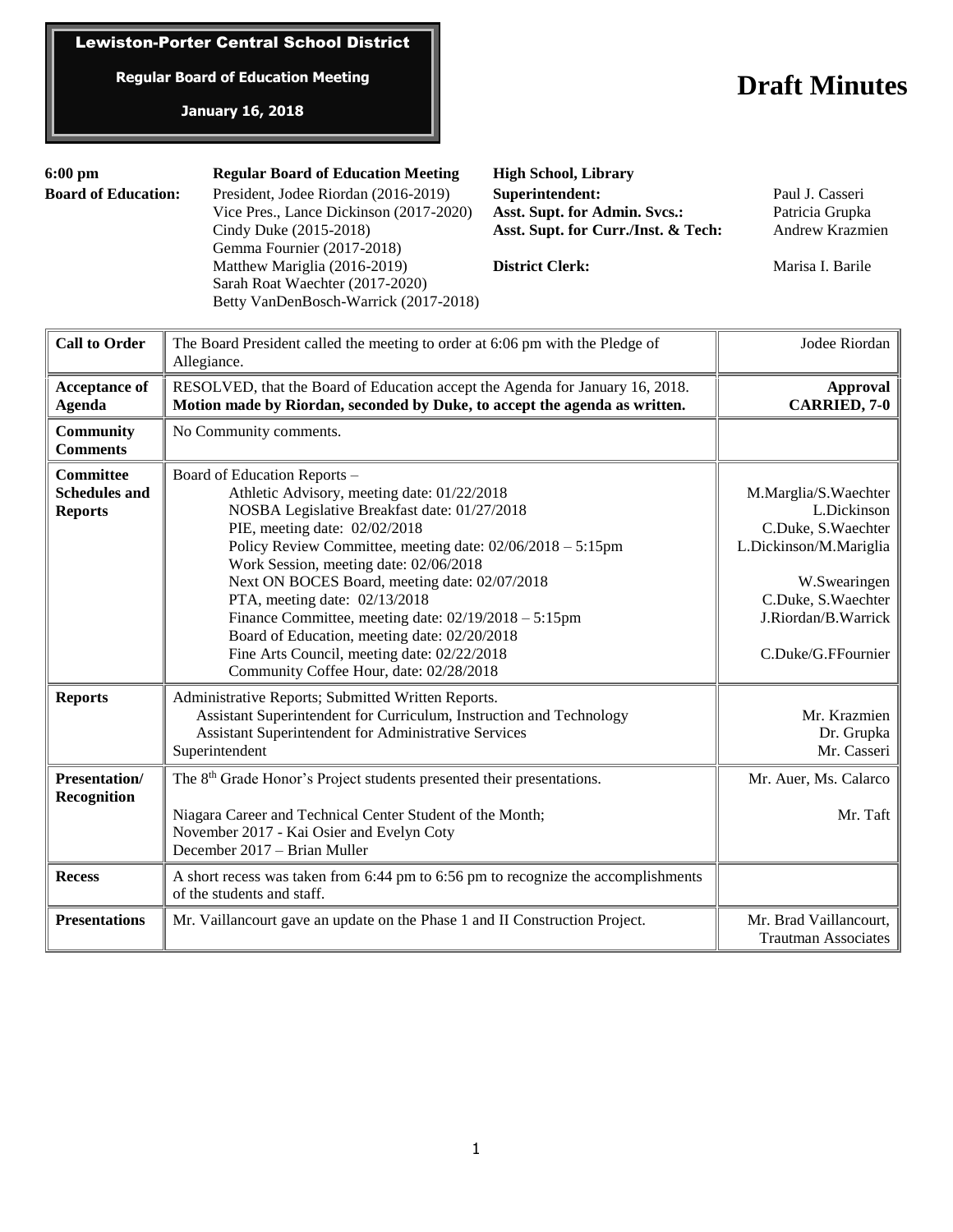**Lewiston-Porter Central School District**

**Regular Board of Education Meeting**

**January 16, 2018**

# Draft Minutes

| **6:00 pm** | **Regular Board of Education Meeting** | **High School, Library** | |
|---|---|---|---|
| **Board of Education:** | President, Jodee Riordan (2016-2019) | **Superintendent:** | Paul J. Casseri |
| | Vice Pres., Lance Dickinson (2017-2020) | **Asst. Supt. for Admin. Svcs.:** | Patricia Grupka |
| | Cindy Duke (2015-2018) | **Asst. Supt. for Curr./Inst. & Tech:** | Andrew Krazmien |
| | Gemma Fournier (2017-2018) | | |
| | Matthew Mariglia (2016-2019) | **District Clerk:** | Marisa I. Barile |
| | Sarah Roat Waechter (2017-2020) | | |
| | Betty VanDenBosch-Warrick (2017-2018) | | |

| | | |
|---|---|---|
| **Call to Order** | The Board President called the meeting to order at 6:06 pm with the Pledge of Allegiance. | Jodee Riordan |
| **Acceptance of Agenda** | RESOLVED, that the Board of Education accept the Agenda for January 16, 2018. **Motion made by Riordan, seconded by Duke, to accept the agenda as written.** | **Approval CARRIED, 7-0** |
| **Community Comments** | No Community comments. | |
| **Committee Schedules and Reports** | Board of Education Reports –<br>Athletic Advisory, meeting date: 01/22/2018<br>NOSBA Legislative Breakfast date: 01/27/2018<br>PIE, meeting date: 02/02/2018<br>Policy Review Committee, meeting date: 02/06/2018 – 5:15pm<br>Work Session, meeting date: 02/06/2018<br>Next ON BOCES Board, meeting date: 02/07/2018<br>PTA, meeting date: 02/13/2018<br>Finance Committee, meeting date: 02/19/2018 – 5:15pm<br>Board of Education, meeting date: 02/20/2018<br>Fine Arts Council, meeting date: 02/22/2018<br>Community Coffee Hour, date: 02/28/2018 | M.Marglia/S.Waechter<br>L.Dickinson<br>C.Duke, S.Waechter<br>L.Dickinson/M.Mariglia<br><br>W.Swearingen<br>C.Duke, S.Waechter<br>J.Riordan/B.Warrick<br><br>C.Duke/G.FFournier |
| **Reports** | Administrative Reports; Submitted Written Reports.<br>Assistant Superintendent for Curriculum, Instruction and Technology<br>Assistant Superintendent for Administrative Services<br>Superintendent | <br>Mr. Krazmien<br>Dr. Grupka<br>Mr. Casseri |
| **Presentation/ Recognition** | The 8th Grade Honor's Project students presented their presentations.<br><br>Niagara Career and Technical Center Student of the Month;<br>November 2017 - Kai Osier and Evelyn Coty<br>December 2017 – Brian Muller | Mr. Auer, Ms. Calarco<br><br>Mr. Taft |
| **Recess** | A short recess was taken from 6:44 pm to 6:56 pm to recognize the accomplishments of the students and staff. | |
| **Presentations** | Mr. Vaillancourt gave an update on the Phase 1 and II Construction Project. | Mr. Brad Vaillancourt, Trautman Associates |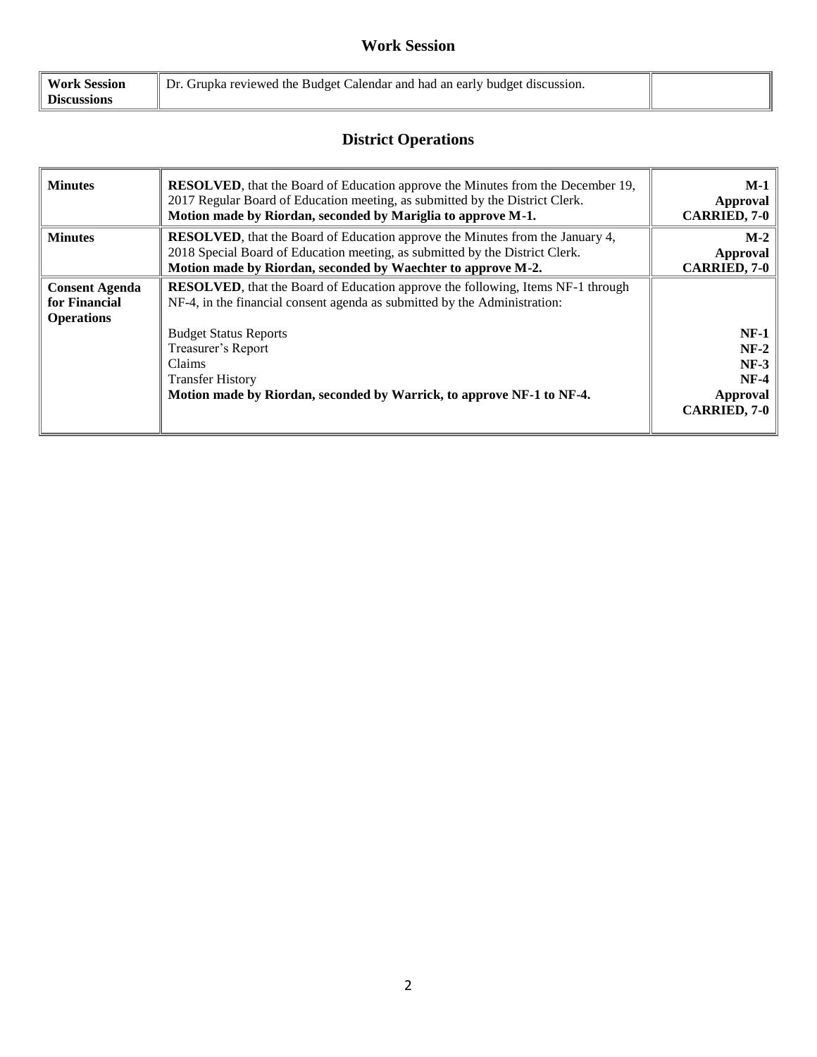## Work Session

| **Work Session Discussions** | Dr. Grupka reviewed the Budget Calendar and had an early budget discussion. | |
|---|---|---|

## District Operations

| **Minutes** | **RESOLVED**, that the Board of Education approve the Minutes from the December 19, 2017 Regular Board of Education meeting, as submitted by the District Clerk. **Motion made by Riordan, seconded by Mariglia to approve M-1.** | **M-1 Approval CARRIED, 7-0** |
|---|---|---|
| **Minutes** | **RESOLVED**, that the Board of Education approve the Minutes from the January 4, 2018 Special Board of Education meeting, as submitted by the District Clerk. **Motion made by Riordan, seconded by Waechter to approve M-2.** | **M-2 Approval CARRIED, 7-0** |
| **Consent Agenda for Financial Operations** | **RESOLVED**, that the Board of Education approve the following, Items NF-1 through NF-4, in the financial consent agenda as submitted by the Administration:<br><br>Budget Status Reports<br>Treasurer's Report<br>Claims<br>Transfer History<br>**Motion made by Riordan, seconded by Warrick, to approve NF-1 to NF-4.** | <br><br>**NF-1**<br>**NF-2**<br>**NF-3**<br>**NF-4**<br>**Approval CARRIED, 7-0** |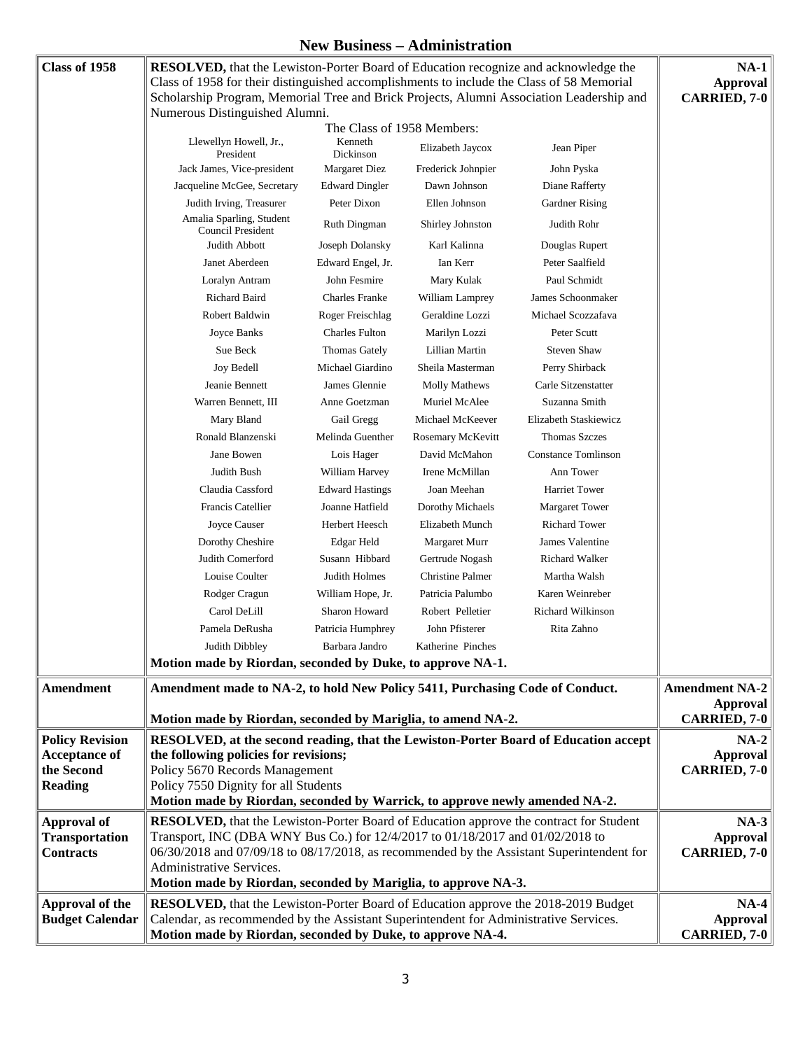## New Business – Administration

| | | |
|---|---|---|
| **Class of 1958** | **RESOLVED,** that the Lewiston-Porter Board of Education recognize and acknowledge the Class of 1958 for their distinguished accomplishments to include the Class of 58 Memorial Scholarship Program, Memorial Tree and Brick Projects, Alumni Association Leadership and Numerous Distinguished Alumni. | **NA-1 Approval CARRIED, 7-0** |

The Class of 1958 Members:

| | | | |
|---|---|---|---|
| Llewellyn Howell, Jr., President | Kenneth Dickinson | Elizabeth Jaycox | Jean Piper |
| Jack James, Vice-president | Margaret Diez | Frederick Johnpier | John Pyska |
| Jacqueline McGee, Secretary | Edward Dingler | Dawn Johnson | Diane Rafferty |
| Judith Irving, Treasurer | Peter Dixon | Ellen Johnson | Gardner Rising |
| Amalia Sparling, Student Council President | Ruth Dingman | Shirley Johnston | Judith Rohr |
| Judith Abbott | Joseph Dolansky | Karl Kalinna | Douglas Rupert |
| Janet Aberdeen | Edward Engel, Jr. | Ian Kerr | Peter Saalfield |
| Loralyn Antram | John Fesmire | Mary Kulak | Paul Schmidt |
| Richard Baird | Charles Franke | William Lamprey | James Schoonmaker |
| Robert Baldwin | Roger Freischlag | Geraldine Lozzi | Michael Scozzafava |
| Joyce Banks | Charles Fulton | Marilyn Lozzi | Peter Scutt |
| Sue Beck | Thomas Gately | Lillian Martin | Steven Shaw |
| Joy Bedell | Michael Giardino | Sheila Masterman | Perry Shirback |
| Jeanie Bennett | James Glennie | Molly Mathews | Carle Sitzenstatter |
| Warren Bennett, III | Anne Goetzman | Muriel McAlee | Suzanna Smith |
| Mary Bland | Gail Gregg | Michael McKeever | Elizabeth Staskiewicz |
| Ronald Blanzenski | Melinda Guenther | Rosemary McKevitt | Thomas Szczes |
| Jane Bowen | Lois Hager | David McMahon | Constance Tomlinson |
| Judith Bush | William Harvey | Irene McMillan | Ann Tower |
| Claudia Cassford | Edward Hastings | Joan Meehan | Harriet Tower |
| Francis Catellier | Joanne Hatfield | Dorothy Michaels | Margaret Tower |
| Joyce Causer | Herbert Heesch | Elizabeth Munch | Richard Tower |
| Dorothy Cheshire | Edgar Held | Margaret Murr | James Valentine |
| Judith Comerford | Susann Hibbard | Gertrude Nogash | Richard Walker |
| Louise Coulter | Judith Holmes | Christine Palmer | Martha Walsh |
| Rodger Cragun | William Hope, Jr. | Patricia Palumbo | Karen Weinreber |
| Carol DeLill | Sharon Howard | Robert Pelletier | Richard Wilkinson |
| Pamela DeRusha | Patricia Humphrey | John Pfisterer | Rita Zahno |
| Judith Dibbley | Barbara Jandro | Katherine Pinches | |

**Motion made by Riordan, seconded by Duke, to approve NA-1.**

| | | |
|---|---|---|
| **Amendment** | **Amendment made to NA-2, to hold New Policy 5411, Purchasing Code of Conduct.**<br><br>**Motion made by Riordan, seconded by Mariglia, to amend NA-2.** | **Amendment NA-2 Approval CARRIED, 7-0** |
| **Policy Revision Acceptance of the Second Reading** | **RESOLVED, at the second reading, that the Lewiston-Porter Board of Education accept the following policies for revisions;**<br>Policy 5670 Records Management<br>Policy 7550 Dignity for all Students<br>**Motion made by Riordan, seconded by Warrick, to approve newly amended NA-2.** | **NA-2 Approval CARRIED, 7-0** |
| **Approval of Transportation Contracts** | **RESOLVED,** that the Lewiston-Porter Board of Education approve the contract for Student Transport, INC (DBA WNY Bus Co.) for 12/4/2017 to 01/18/2017 and 01/02/2018 to 06/30/2018 and 07/09/18 to 08/17/2018, as recommended by the Assistant Superintendent for Administrative Services.<br>**Motion made by Riordan, seconded by Mariglia, to approve NA-3.** | **NA-3 Approval CARRIED, 7-0** |
| **Approval of the Budget Calendar** | **RESOLVED,** that the Lewiston-Porter Board of Education approve the 2018-2019 Budget Calendar, as recommended by the Assistant Superintendent for Administrative Services.<br>**Motion made by Riordan, seconded by Duke, to approve NA-4.** | **NA-4 Approval CARRIED, 7-0** |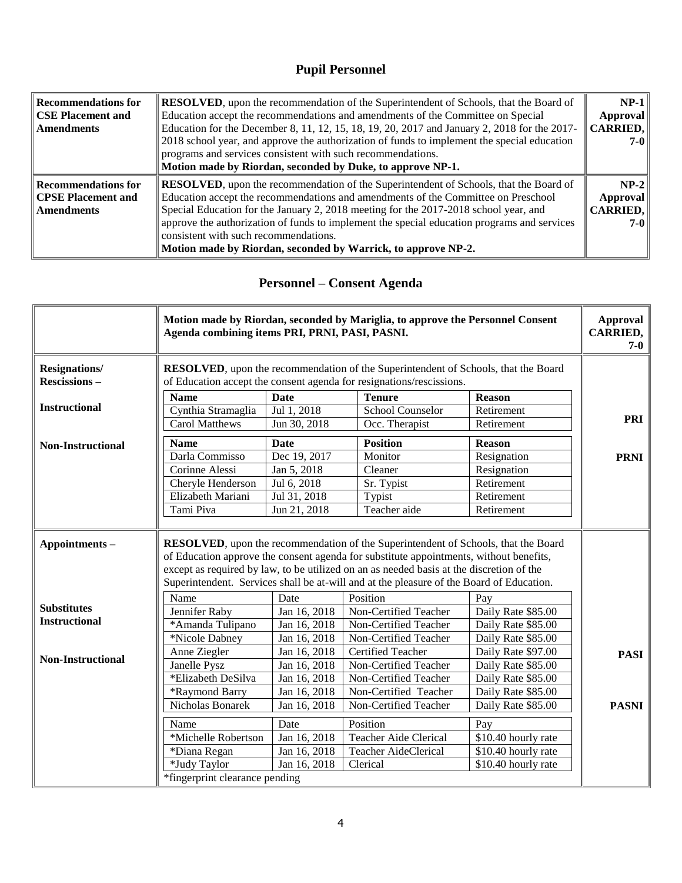## Pupil Personnel

| | | |
|---|---|---|
| **Recommendations for CSE Placement and Amendments** | **RESOLVED**, upon the recommendation of the Superintendent of Schools, that the Board of Education accept the recommendations and amendments of the Committee on Special Education for the December 8, 11, 12, 15, 18, 19, 20, 2017 and January 2, 2018 for the 2017-2018 school year, and approve the authorization of funds to implement the special education programs and services consistent with such recommendations. **Motion made by Riordan, seconded by Duke, to approve NP-1.** | **NP-1 Approval CARRIED, 7-0** |
| **Recommendations for CPSE Placement and Amendments** | **RESOLVED**, upon the recommendation of the Superintendent of Schools, that the Board of Education accept the recommendations and amendments of the Committee on Preschool Special Education for the January 2, 2018 meeting for the 2017-2018 school year, and approve the authorization of funds to implement the special education programs and services consistent with such recommendations. **Motion made by Riordan, seconded by Warrick, to approve NP-2.** | **NP-2 Approval CARRIED, 7-0** |

## Personnel – Consent Agenda

**Motion made by Riordan, seconded by Mariglia, to approve the Personnel Consent Agenda combining items PRI, PRNI, PASI, PASNI.** — **Approval CARRIED, 7-0**

**Resignations/ Rescissions –**

**RESOLVED**, upon the recommendation of the Superintendent of Schools, that the Board of Education accept the consent agenda for resignations/rescissions.

**Instructional** — **PRI**

| Name | Date | Tenure | Reason |
|---|---|---|---|
| Cynthia Stramaglia | Jul 1, 2018 | School Counselor | Retirement |
| Carol Matthews | Jun 30, 2018 | Occ. Therapist | Retirement |

**Non-Instructional** — **PRNI**

| Name | Date | Position | Reason |
|---|---|---|---|
| Darla Commisso | Dec 19, 2017 | Monitor | Resignation |
| Corinne Alessi | Jan 5, 2018 | Cleaner | Resignation |
| Cheryle Henderson | Jul 6, 2018 | Sr. Typist | Retirement |
| Elizabeth Mariani | Jul 31, 2018 | Typist | Retirement |
| Tami Piva | Jun 21, 2018 | Teacher aide | Retirement |

**Appointments –**

**RESOLVED**, upon the recommendation of the Superintendent of Schools, that the Board of Education approve the consent agenda for substitute appointments, without benefits, except as required by law, to be utilized on an as needed basis at the discretion of the Superintendent. Services shall be at-will and at the pleasure of the Board of Education.

**Substitutes Instructional** — **PASI**

| Name | Date | Position | Pay |
|---|---|---|---|
| Jennifer Raby | Jan 16, 2018 | Non-Certified Teacher | Daily Rate $85.00 |
| *Amanda Tulipano | Jan 16, 2018 | Non-Certified Teacher | Daily Rate $85.00 |
| *Nicole Dabney | Jan 16, 2018 | Non-Certified Teacher | Daily Rate $85.00 |
| Anne Ziegler | Jan 16, 2018 | Certified Teacher | Daily Rate $97.00 |
| Janelle Pysz | Jan 16, 2018 | Non-Certified Teacher | Daily Rate $85.00 |
| *Elizabeth DeSilva | Jan 16, 2018 | Non-Certified Teacher | Daily Rate $85.00 |
| *Raymond Barry | Jan 16, 2018 | Non-Certified Teacher | Daily Rate $85.00 |
| Nicholas Bonarek | Jan 16, 2018 | Non-Certified Teacher | Daily Rate $85.00 |

**Non-Instructional** — **PASNI**

| Name | Date | Position | Pay |
|---|---|---|---|
| *Michelle Robertson | Jan 16, 2018 | Teacher Aide Clerical | $10.40 hourly rate |
| *Diana Regan | Jan 16, 2018 | Teacher AideClerical | $10.40 hourly rate |
| *Judy Taylor | Jan 16, 2018 | Clerical | $10.40 hourly rate |

*fingerprint clearance pending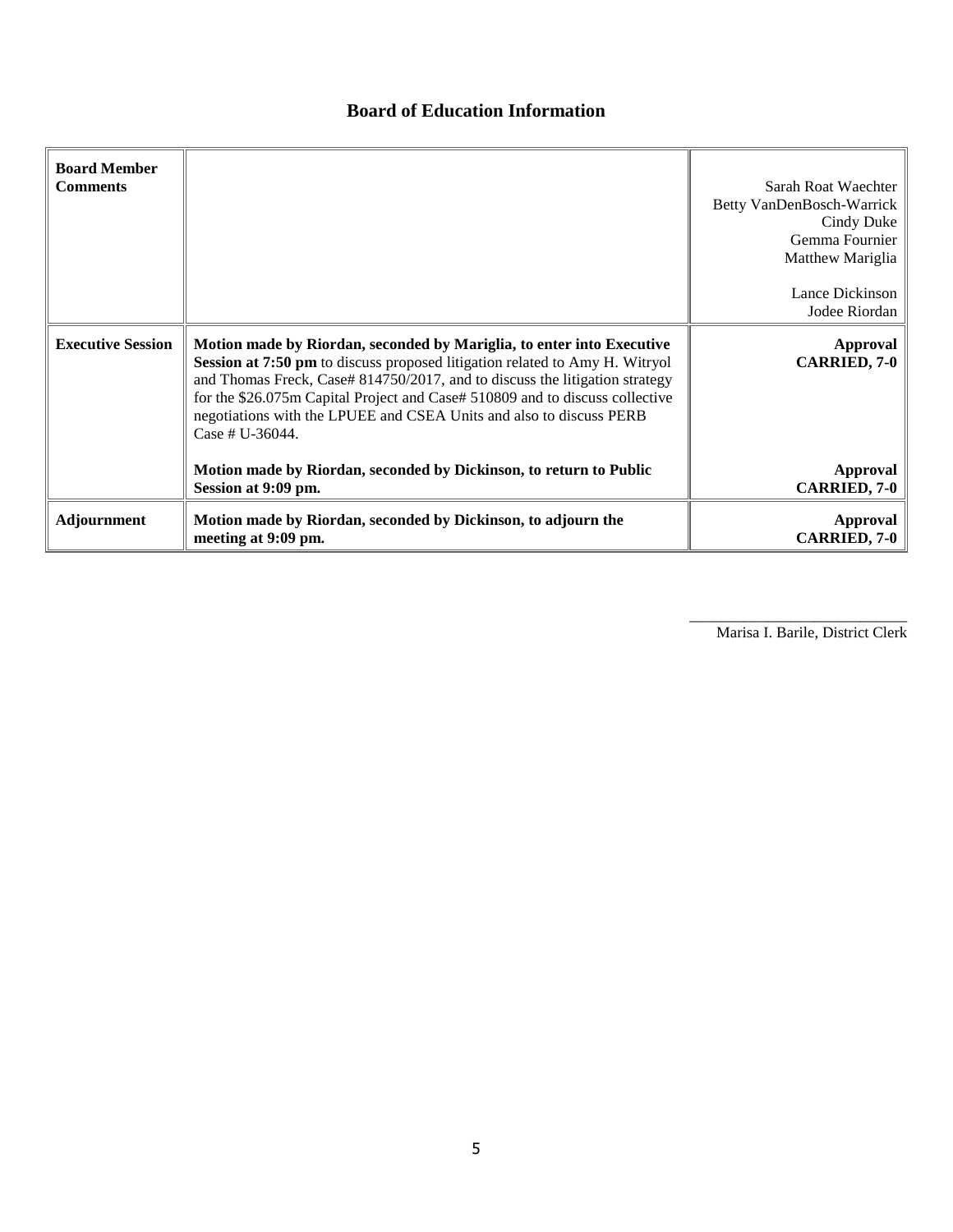## Board of Education Information

| | | |
|---|---|---|
| **Board Member Comments** | | Sarah Roat Waechter<br>Betty VanDenBosch-Warrick<br>Cindy Duke<br>Gemma Fournier<br>Matthew Mariglia<br><br>Lance Dickinson<br>Jodee Riordan |
| **Executive Session** | **Motion made by Riordan, seconded by Mariglia, to enter into Executive Session at 7:50 pm** to discuss proposed litigation related to Amy H. Witryol and Thomas Freck, Case# 814750/2017, and to discuss the litigation strategy for the $26.075m Capital Project and Case# 510809 and to discuss collective negotiations with the LPUEE and CSEA Units and also to discuss PERB Case # U-36044.<br><br>**Motion made by Riordan, seconded by Dickinson, to return to Public Session at 9:09 pm.** | **Approval CARRIED, 7-0**<br><br>**Approval CARRIED, 7-0** |
| **Adjournment** | **Motion made by Riordan, seconded by Dickinson, to adjourn the meeting at 9:09 pm.** | **Approval CARRIED, 7-0** |

\_\_\_\_\_\_\_\_\_\_\_\_\_\_\_\_\_\_\_\_\_\_\_\_\_\_\_\_\_\_
Marisa I. Barile, District Clerk